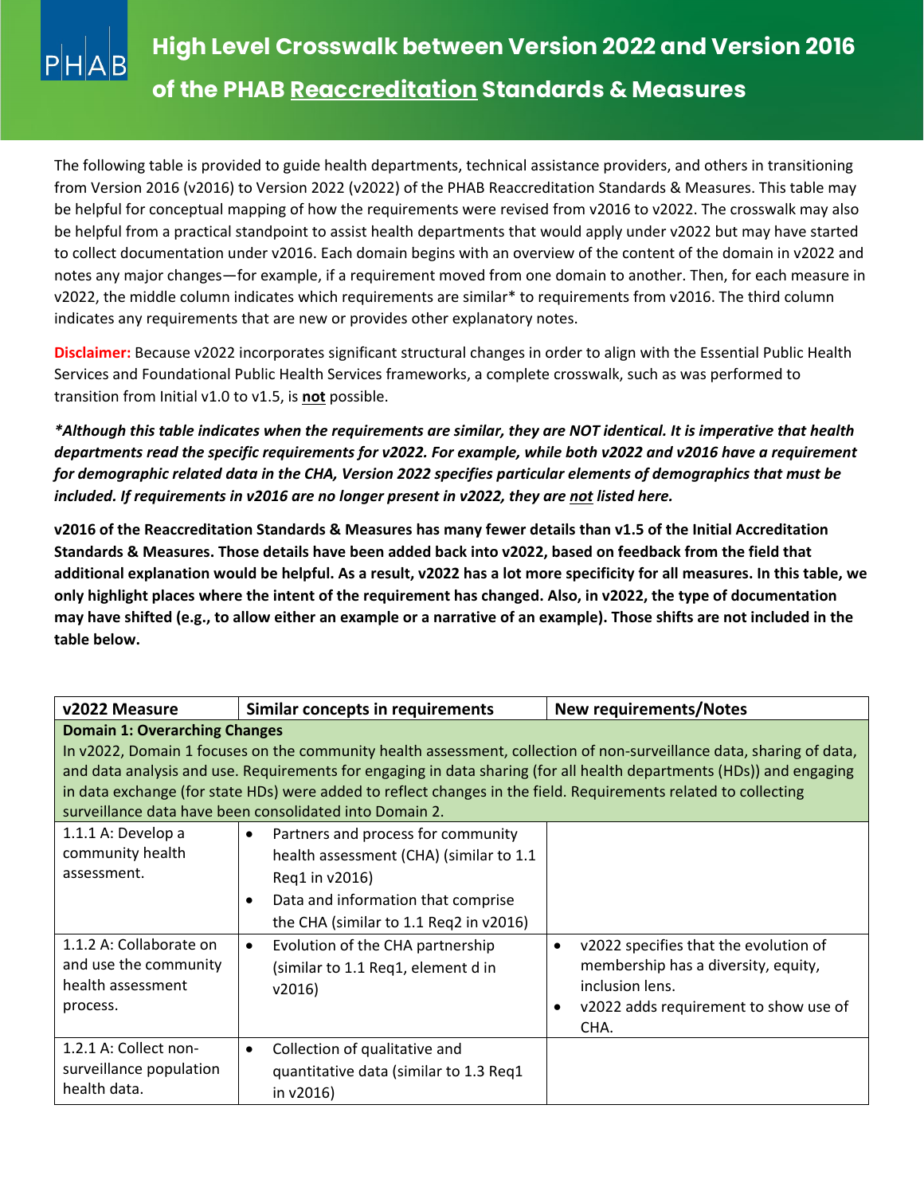# High Level Crosswalk between Version 2022 and Version 2016 of the PHAB Reaccreditation Standards & Measures

The following table is provided to guide health departments, technical assistance providers, and others in transitioning from Version 2016 (v2016) to Version 2022 (v2022) of the PHAB Reaccreditation Standards & Measures. This table may be helpful for conceptual mapping of how the requirements were revised from v2016 to v2022. The crosswalk may also be helpful from a practical standpoint to assist health departments that would apply under v2022 but may have started to collect documentation under v2016. Each domain begins with an overview of the content of the domain in v2022 and notes any major changes—for example, if a requirement moved from one domain to another. Then, for each measure in v2022, the middle column indicates which requirements are similar* to requirements from v2016. The third column indicates any requirements that are new or provides other explanatory notes.

**Disclaimer:** Because v2022 incorporates significant structural changes in order to align with the Essential Public Health Services and Foundational Public Health Services frameworks, a complete crosswalk, such as was performed to transition from Initial v1.0 to v1.5, is **not** possible.

***Although this table indicates when the requirements are similar, they are NOT identical. It is imperative that health departments read the specific requirements for v2022. For example, while both v2022 and v2016 have a requirement for demographic related data in the CHA, Version 2022 specifies particular elements of demographics that must be included. If requirements in v2016 are no longer present in v2022, they are not listed here.***

**v2016 of the Reaccreditation Standards & Measures has many fewer details than v1.5 of the Initial Accreditation Standards & Measures. Those details have been added back into v2022, based on feedback from the field that additional explanation would be helpful. As a result, v2022 has a lot more specificity for all measures. In this table, we only highlight places where the intent of the requirement has changed. Also, in v2022, the type of documentation may have shifted (e.g., to allow either an example or a narrative of an example). Those shifts are not included in the table below.**

| v2022 Measure | Similar concepts in requirements | New requirements/Notes |
|---|---|---|
| **Domain 1: Overarching Changes**<br>In v2022, Domain 1 focuses on the community health assessment, collection of non-surveillance data, sharing of data, and data analysis and use. Requirements for engaging in data sharing (for all health departments (HDs)) and engaging in data exchange (for state HDs) were added to reflect changes in the field. Requirements related to collecting surveillance data have been consolidated into Domain 2. | | |
| 1.1.1 A: Develop a community health assessment. | • Partners and process for community health assessment (CHA) (similar to 1.1 Req1 in v2016)<br>• Data and information that comprise the CHA (similar to 1.1 Req2 in v2016) | |
| 1.1.2 A: Collaborate on and use the community health assessment process. | • Evolution of the CHA partnership (similar to 1.1 Req1, element d in v2016) | • v2022 specifies that the evolution of membership has a diversity, equity, inclusion lens.<br>• v2022 adds requirement to show use of CHA. |
| 1.2.1 A: Collect non-surveillance population health data. | • Collection of qualitative and quantitative data (similar to 1.3 Req1 in v2016) | |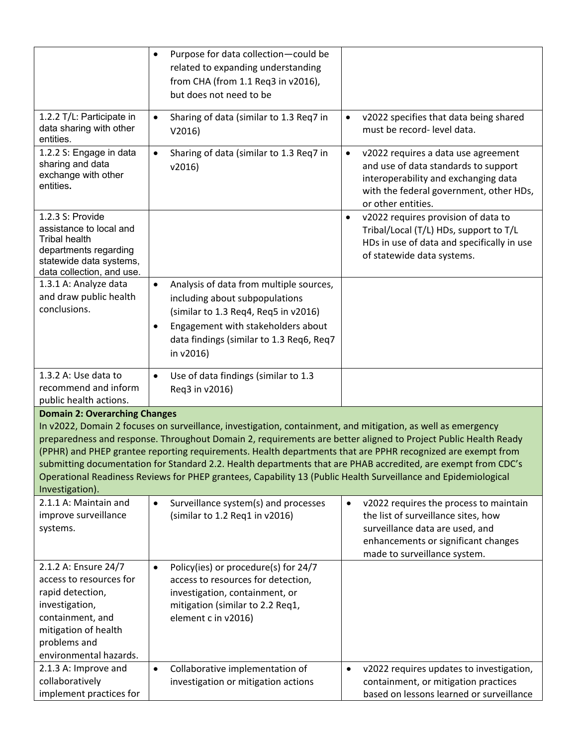| | | |
|---|---|---|
| | • Purpose for data collection—could be related to expanding understanding from CHA (from 1.1 Req3 in v2016), but does not need to be | |
| 1.2.2 T/L: Participate in data sharing with other entities. | • Sharing of data (similar to 1.3 Req7 in V2016) | • v2022 specifies that data being shared must be record- level data. |
| 1.2.2 S: Engage in data sharing and data exchange with other entities. | • Sharing of data (similar to 1.3 Req7 in v2016) | • v2022 requires a data use agreement and use of data standards to support interoperability and exchanging data with the federal government, other HDs, or other entities. |
| 1.2.3 S: Provide assistance to local and Tribal health departments regarding statewide data systems, data collection, and use. | | • v2022 requires provision of data to Tribal/Local (T/L) HDs, support to T/L HDs in use of data and specifically in use of statewide data systems. |
| 1.3.1 A: Analyze data and draw public health conclusions. | • Analysis of data from multiple sources, including about subpopulations (similar to 1.3 Req4, Req5 in v2016)<br>• Engagement with stakeholders about data findings (similar to 1.3 Req6, Req7 in v2016) | |
| 1.3.2 A: Use data to recommend and inform public health actions. | • Use of data findings (similar to 1.3 Req3 in v2016) | |
| **Domain 2: Overarching Changes**<br>In v2022, Domain 2 focuses on surveillance, investigation, containment, and mitigation, as well as emergency preparedness and response. Throughout Domain 2, requirements are better aligned to Project Public Health Ready (PPHR) and PHEP grantee reporting requirements. Health departments that are PPHR recognized are exempt from submitting documentation for Standard 2.2. Health departments that are PHAB accredited, are exempt from CDC's Operational Readiness Reviews for PHEP grantees, Capability 13 (Public Health Surveillance and Epidemiological Investigation). | | |
| 2.1.1 A: Maintain and improve surveillance systems. | • Surveillance system(s) and processes (similar to 1.2 Req1 in v2016) | • v2022 requires the process to maintain the list of surveillance sites, how surveillance data are used, and enhancements or significant changes made to surveillance system. |
| 2.1.2 A: Ensure 24/7 access to resources for rapid detection, investigation, containment, and mitigation of health problems and environmental hazards. | • Policy(ies) or procedure(s) for 24/7 access to resources for detection, investigation, containment, or mitigation (similar to 2.2 Req1, element c in v2016) | |
| 2.1.3 A: Improve and collaboratively implement practices for | • Collaborative implementation of investigation or mitigation actions | • v2022 requires updates to investigation, containment, or mitigation practices based on lessons learned or surveillance |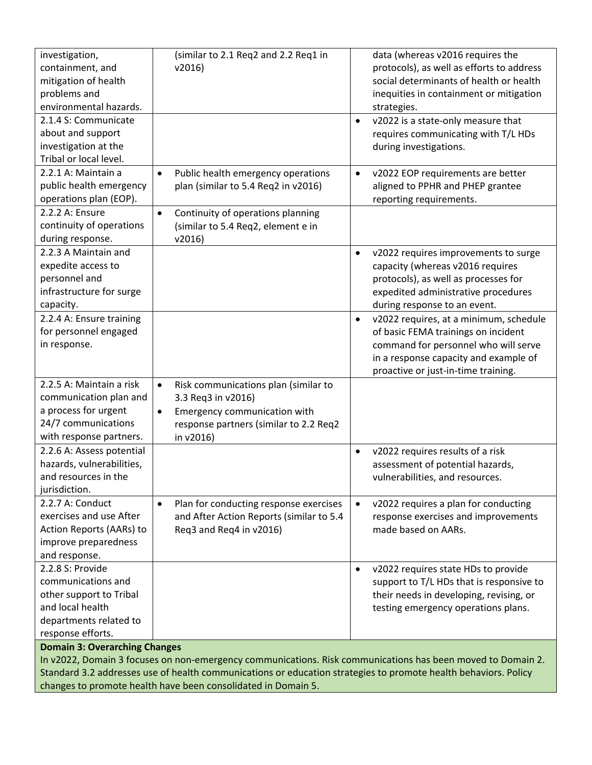| | | |
|---|---|---|
| investigation, containment, and mitigation of health problems and environmental hazards. | (similar to 2.1 Req2 and 2.2 Req1 in v2016) | data (whereas v2016 requires the protocols), as well as efforts to address social determinants of health or health inequities in containment or mitigation strategies. |
| 2.1.4 S: Communicate about and support investigation at the Tribal or local level. | | • v2022 is a state-only measure that requires communicating with T/L HDs during investigations. |
| 2.2.1 A: Maintain a public health emergency operations plan (EOP). | • Public health emergency operations plan (similar to 5.4 Req2 in v2016) | • v2022 EOP requirements are better aligned to PPHR and PHEP grantee reporting requirements. |
| 2.2.2 A: Ensure continuity of operations during response. | • Continuity of operations planning (similar to 5.4 Req2, element e in v2016) | |
| 2.2.3 A Maintain and expedite access to personnel and infrastructure for surge capacity. | | • v2022 requires improvements to surge capacity (whereas v2016 requires protocols), as well as processes for expedited administrative procedures during response to an event. |
| 2.2.4 A: Ensure training for personnel engaged in response. | | • v2022 requires, at a minimum, schedule of basic FEMA trainings on incident command for personnel who will serve in a response capacity and example of proactive or just-in-time training. |
| 2.2.5 A: Maintain a risk communication plan and a process for urgent 24/7 communications with response partners. | • Risk communications plan (similar to 3.3 Req3 in v2016)<br>• Emergency communication with response partners (similar to 2.2 Req2 in v2016) | |
| 2.2.6 A: Assess potential hazards, vulnerabilities, and resources in the jurisdiction. | | • v2022 requires results of a risk assessment of potential hazards, vulnerabilities, and resources. |
| 2.2.7 A: Conduct exercises and use After Action Reports (AARs) to improve preparedness and response. | • Plan for conducting response exercises and After Action Reports (similar to 5.4 Req3 and Req4 in v2016) | • v2022 requires a plan for conducting response exercises and improvements made based on AARs. |
| 2.2.8 S: Provide communications and other support to Tribal and local health departments related to response efforts. | | • v2022 requires state HDs to provide support to T/L HDs that is responsive to their needs in developing, revising, or testing emergency operations plans. |

**Domain 3: Overarching Changes**

In v2022, Domain 3 focuses on non-emergency communications. Risk communications has been moved to Domain 2. Standard 3.2 addresses use of health communications or education strategies to promote health behaviors. Policy changes to promote health have been consolidated in Domain 5.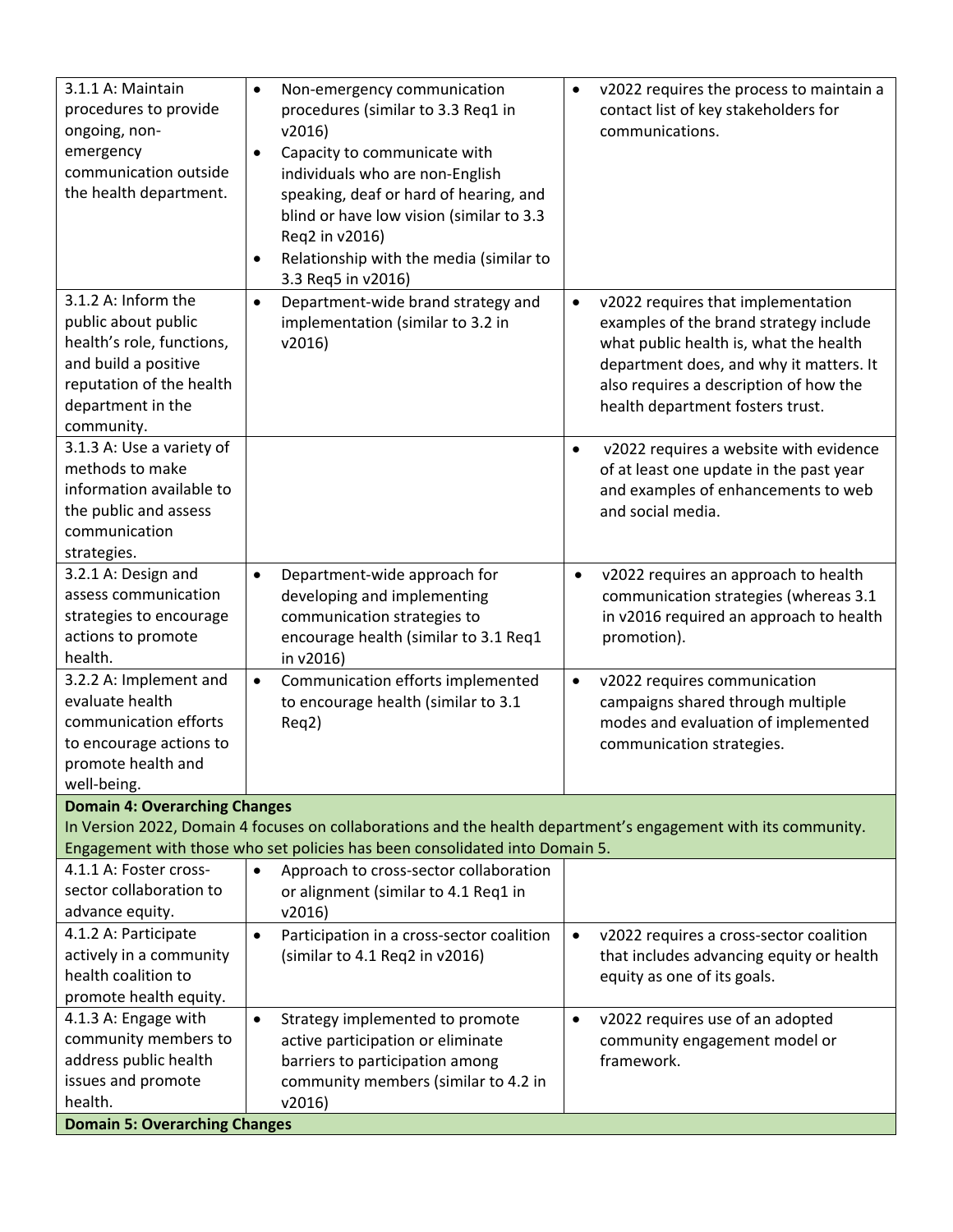| | | |
|---|---|---|
| 3.1.1 A: Maintain procedures to provide ongoing, non-emergency communication outside the health department. | • Non-emergency communication procedures (similar to 3.3 Req1 in v2016)<br>• Capacity to communicate with individuals who are non-English speaking, deaf or hard of hearing, and blind or have low vision (similar to 3.3 Req2 in v2016)<br>• Relationship with the media (similar to 3.3 Req5 in v2016) | • v2022 requires the process to maintain a contact list of key stakeholders for communications. |
| 3.1.2 A: Inform the public about public health's role, functions, and build a positive reputation of the health department in the community. | • Department-wide brand strategy and implementation (similar to 3.2 in v2016) | • v2022 requires that implementation examples of the brand strategy include what public health is, what the health department does, and why it matters. It also requires a description of how the health department fosters trust. |
| 3.1.3 A: Use a variety of methods to make information available to the public and assess communication strategies. | | • v2022 requires a website with evidence of at least one update in the past year and examples of enhancements to web and social media. |
| 3.2.1 A: Design and assess communication strategies to encourage actions to promote health. | • Department-wide approach for developing and implementing communication strategies to encourage health (similar to 3.1 Req1 in v2016) | • v2022 requires an approach to health communication strategies (whereas 3.1 in v2016 required an approach to health promotion). |
| 3.2.2 A: Implement and evaluate health communication efforts to encourage actions to promote health and well-being. | • Communication efforts implemented to encourage health (similar to 3.1 Req2) | • v2022 requires communication campaigns shared through multiple modes and evaluation of implemented communication strategies. |
| **Domain 4: Overarching Changes**<br>In Version 2022, Domain 4 focuses on collaborations and the health department's engagement with its community. Engagement with those who set policies has been consolidated into Domain 5. | | |
| 4.1.1 A: Foster cross-sector collaboration to advance equity. | • Approach to cross-sector collaboration or alignment (similar to 4.1 Req1 in v2016) | |
| 4.1.2 A: Participate actively in a community health coalition to promote health equity. | • Participation in a cross-sector coalition (similar to 4.1 Req2 in v2016) | • v2022 requires a cross-sector coalition that includes advancing equity or health equity as one of its goals. |
| 4.1.3 A: Engage with community members to address public health issues and promote health. | • Strategy implemented to promote active participation or eliminate barriers to participation among community members (similar to 4.2 in v2016) | • v2022 requires use of an adopted community engagement model or framework. |
| **Domain 5: Overarching Changes** | | |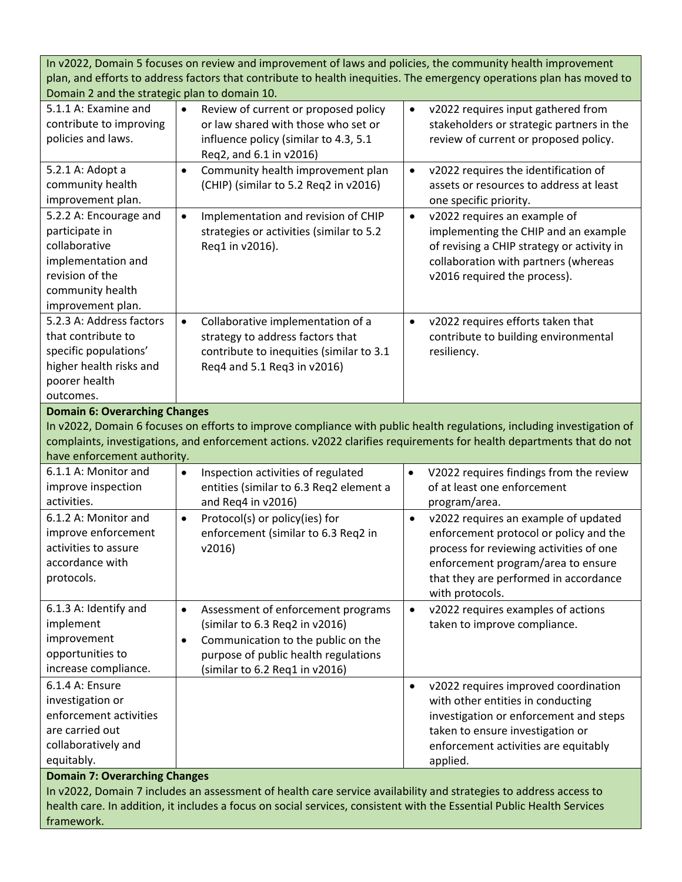| | | |
|---|---|---|
| In v2022, Domain 5 focuses on review and improvement of laws and policies, the community health improvement plan, and efforts to address factors that contribute to health inequities. The emergency operations plan has moved to Domain 2 and the strategic plan to domain 10. | | |
| 5.1.1 A: Examine and contribute to improving policies and laws. | • Review of current or proposed policy or law shared with those who set or influence policy (similar to 4.3, 5.1 Req2, and 6.1 in v2016) | • v2022 requires input gathered from stakeholders or strategic partners in the review of current or proposed policy. |
| 5.2.1 A: Adopt a community health improvement plan. | • Community health improvement plan (CHIP) (similar to 5.2 Req2 in v2016) | • v2022 requires the identification of assets or resources to address at least one specific priority. |
| 5.2.2 A: Encourage and participate in collaborative implementation and revision of the community health improvement plan. | • Implementation and revision of CHIP strategies or activities (similar to 5.2 Req1 in v2016). | • v2022 requires an example of implementing the CHIP and an example of revising a CHIP strategy or activity in collaboration with partners (whereas v2016 required the process). |
| 5.2.3 A: Address factors that contribute to specific populations' higher health risks and poorer health outcomes. | • Collaborative implementation of a strategy to address factors that contribute to inequities (similar to 3.1 Req4 and 5.1 Req3 in v2016) | • v2022 requires efforts taken that contribute to building environmental resiliency. |
| **Domain 6: Overarching Changes**<br>In v2022, Domain 6 focuses on efforts to improve compliance with public health regulations, including investigation of complaints, investigations, and enforcement actions. v2022 clarifies requirements for health departments that do not have enforcement authority. | | |
| 6.1.1 A: Monitor and improve inspection activities. | • Inspection activities of regulated entities (similar to 6.3 Req2 element a and Req4 in v2016) | • V2022 requires findings from the review of at least one enforcement program/area. |
| 6.1.2 A: Monitor and improve enforcement activities to assure accordance with protocols. | • Protocol(s) or policy(ies) for enforcement (similar to 6.3 Req2 in v2016) | • v2022 requires an example of updated enforcement protocol or policy and the process for reviewing activities of one enforcement program/area to ensure that they are performed in accordance with protocols. |
| 6.1.3 A: Identify and implement improvement opportunities to increase compliance. | • Assessment of enforcement programs (similar to 6.3 Req2 in v2016)<br>• Communication to the public on the purpose of public health regulations (similar to 6.2 Req1 in v2016) | • v2022 requires examples of actions taken to improve compliance. |
| 6.1.4 A: Ensure investigation or enforcement activities are carried out collaboratively and equitably. | | • v2022 requires improved coordination with other entities in conducting investigation or enforcement and steps taken to ensure investigation or enforcement activities are equitably applied. |
| **Domain 7: Overarching Changes**<br>In v2022, Domain 7 includes an assessment of health care service availability and strategies to address access to health care. In addition, it includes a focus on social services, consistent with the Essential Public Health Services framework. | | |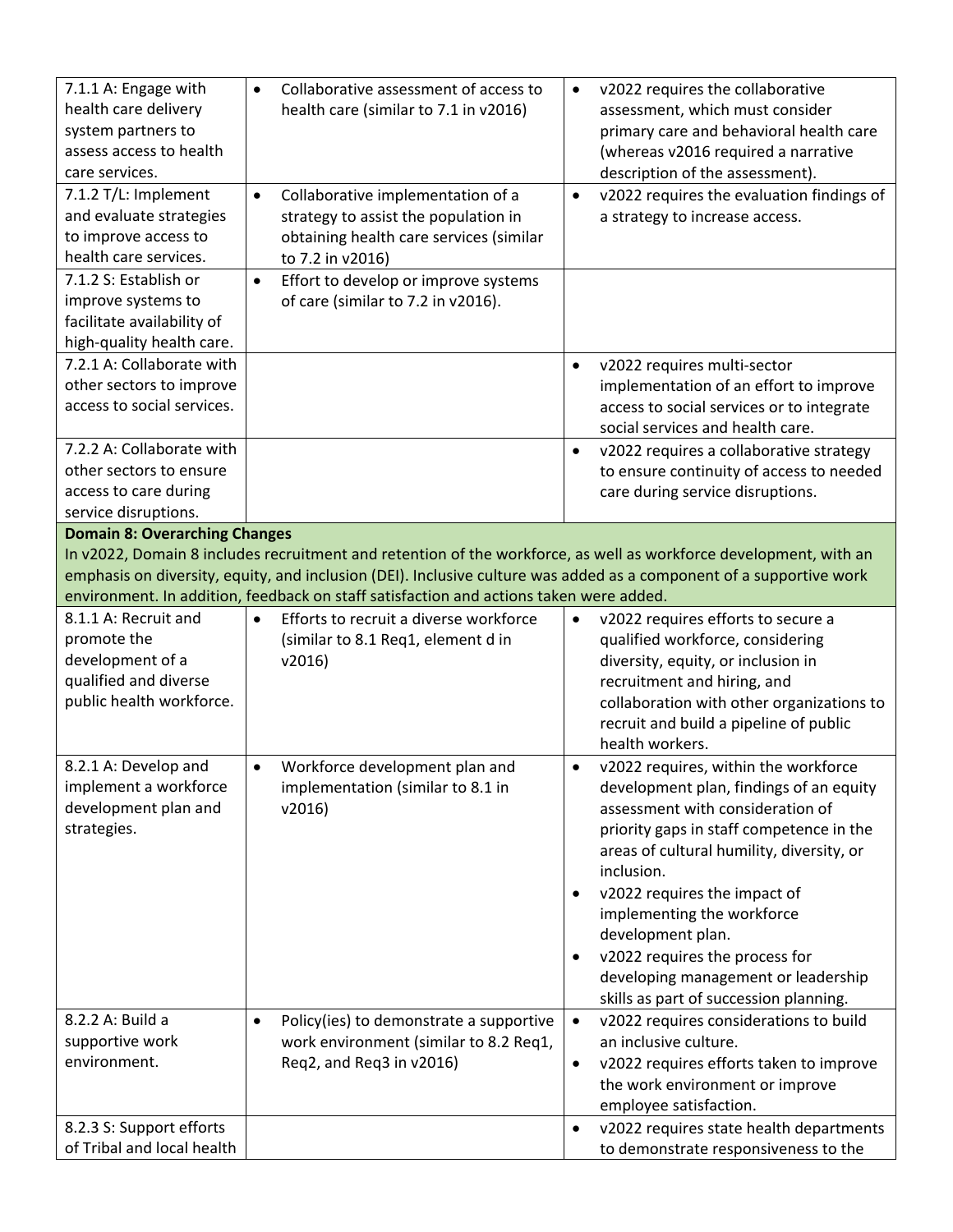| | | |
|---|---|---|
| 7.1.1 A: Engage with health care delivery system partners to assess access to health care services. | • Collaborative assessment of access to health care (similar to 7.1 in v2016) | • v2022 requires the collaborative assessment, which must consider primary care and behavioral health care (whereas v2016 required a narrative description of the assessment). |
| 7.1.2 T/L: Implement and evaluate strategies to improve access to health care services. | • Collaborative implementation of a strategy to assist the population in obtaining health care services (similar to 7.2 in v2016) | • v2022 requires the evaluation findings of a strategy to increase access. |
| 7.1.2 S: Establish or improve systems to facilitate availability of high-quality health care. | • Effort to develop or improve systems of care (similar to 7.2 in v2016). | |
| 7.2.1 A: Collaborate with other sectors to improve access to social services. | | • v2022 requires multi-sector implementation of an effort to improve access to social services or to integrate social services and health care. |
| 7.2.2 A: Collaborate with other sectors to ensure access to care during service disruptions. | | • v2022 requires a collaborative strategy to ensure continuity of access to needed care during service disruptions. |
| **Domain 8: Overarching Changes**<br>In v2022, Domain 8 includes recruitment and retention of the workforce, as well as workforce development, with an emphasis on diversity, equity, and inclusion (DEI). Inclusive culture was added as a component of a supportive work environment. In addition, feedback on staff satisfaction and actions taken were added. | | |
| 8.1.1 A: Recruit and promote the development of a qualified and diverse public health workforce. | • Efforts to recruit a diverse workforce (similar to 8.1 Req1, element d in v2016) | • v2022 requires efforts to secure a qualified workforce, considering diversity, equity, or inclusion in recruitment and hiring, and collaboration with other organizations to recruit and build a pipeline of public health workers. |
| 8.2.1 A: Develop and implement a workforce development plan and strategies. | • Workforce development plan and implementation (similar to 8.1 in v2016) | • v2022 requires, within the workforce development plan, findings of an equity assessment with consideration of priority gaps in staff competence in the areas of cultural humility, diversity, or inclusion.<br>• v2022 requires the impact of implementing the workforce development plan.<br>• v2022 requires the process for developing management or leadership skills as part of succession planning. |
| 8.2.2 A: Build a supportive work environment. | • Policy(ies) to demonstrate a supportive work environment (similar to 8.2 Req1, Req2, and Req3 in v2016) | • v2022 requires considerations to build an inclusive culture.<br>• v2022 requires efforts taken to improve the work environment or improve employee satisfaction. |
| 8.2.3 S: Support efforts of Tribal and local health | | • v2022 requires state health departments to demonstrate responsiveness to the |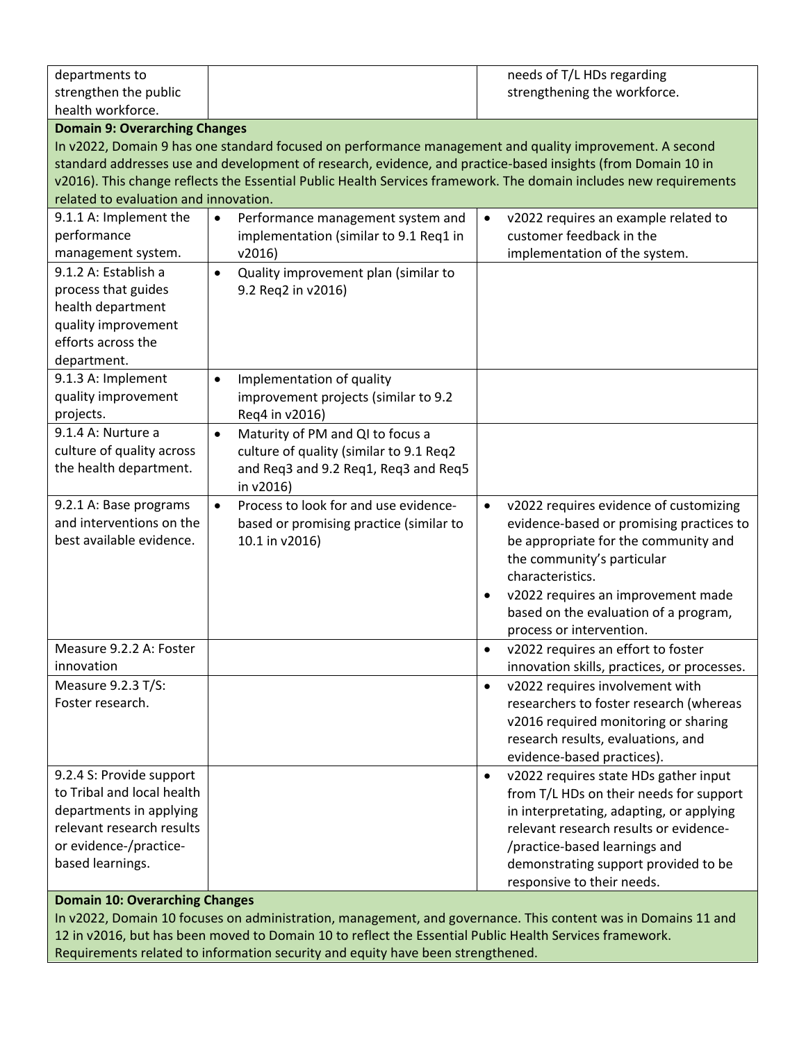| | | |
|---|---|---|
| departments to strengthen the public health workforce. | | needs of T/L HDs regarding strengthening the workforce. |
| **Domain 9: Overarching Changes**<br>In v2022, Domain 9 has one standard focused on performance management and quality improvement. A second standard addresses use and development of research, evidence, and practice-based insights (from Domain 10 in v2016). This change reflects the Essential Public Health Services framework. The domain includes new requirements related to evaluation and innovation. | | |
| 9.1.1 A: Implement the performance management system. | • Performance management system and implementation (similar to 9.1 Req1 in v2016) | • v2022 requires an example related to customer feedback in the implementation of the system. |
| 9.1.2 A: Establish a process that guides health department quality improvement efforts across the department. | • Quality improvement plan (similar to 9.2 Req2 in v2016) | |
| 9.1.3 A: Implement quality improvement projects. | • Implementation of quality improvement projects (similar to 9.2 Req4 in v2016) | |
| 9.1.4 A: Nurture a culture of quality across the health department. | • Maturity of PM and QI to focus a culture of quality (similar to 9.1 Req2 and Req3 and 9.2 Req1, Req3 and Req5 in v2016) | |
| 9.2.1 A: Base programs and interventions on the best available evidence. | • Process to look for and use evidence-based or promising practice (similar to 10.1 in v2016) | • v2022 requires evidence of customizing evidence-based or promising practices to be appropriate for the community and the community's particular characteristics.<br>• v2022 requires an improvement made based on the evaluation of a program, process or intervention. |
| Measure 9.2.2 A: Foster innovation | | • v2022 requires an effort to foster innovation skills, practices, or processes. |
| Measure 9.2.3 T/S: Foster research. | | • v2022 requires involvement with researchers to foster research (whereas v2016 required monitoring or sharing research results, evaluations, and evidence-based practices). |
| 9.2.4 S: Provide support to Tribal and local health departments in applying relevant research results or evidence-/practice-based learnings. | | • v2022 requires state HDs gather input from T/L HDs on their needs for support in interpretating, adapting, or applying relevant research results or evidence-/practice-based learnings and demonstrating support provided to be responsive to their needs. |
| **Domain 10: Overarching Changes**<br>In v2022, Domain 10 focuses on administration, management, and governance. This content was in Domains 11 and 12 in v2016, but has been moved to Domain 10 to reflect the Essential Public Health Services framework. Requirements related to information security and equity have been strengthened. | | |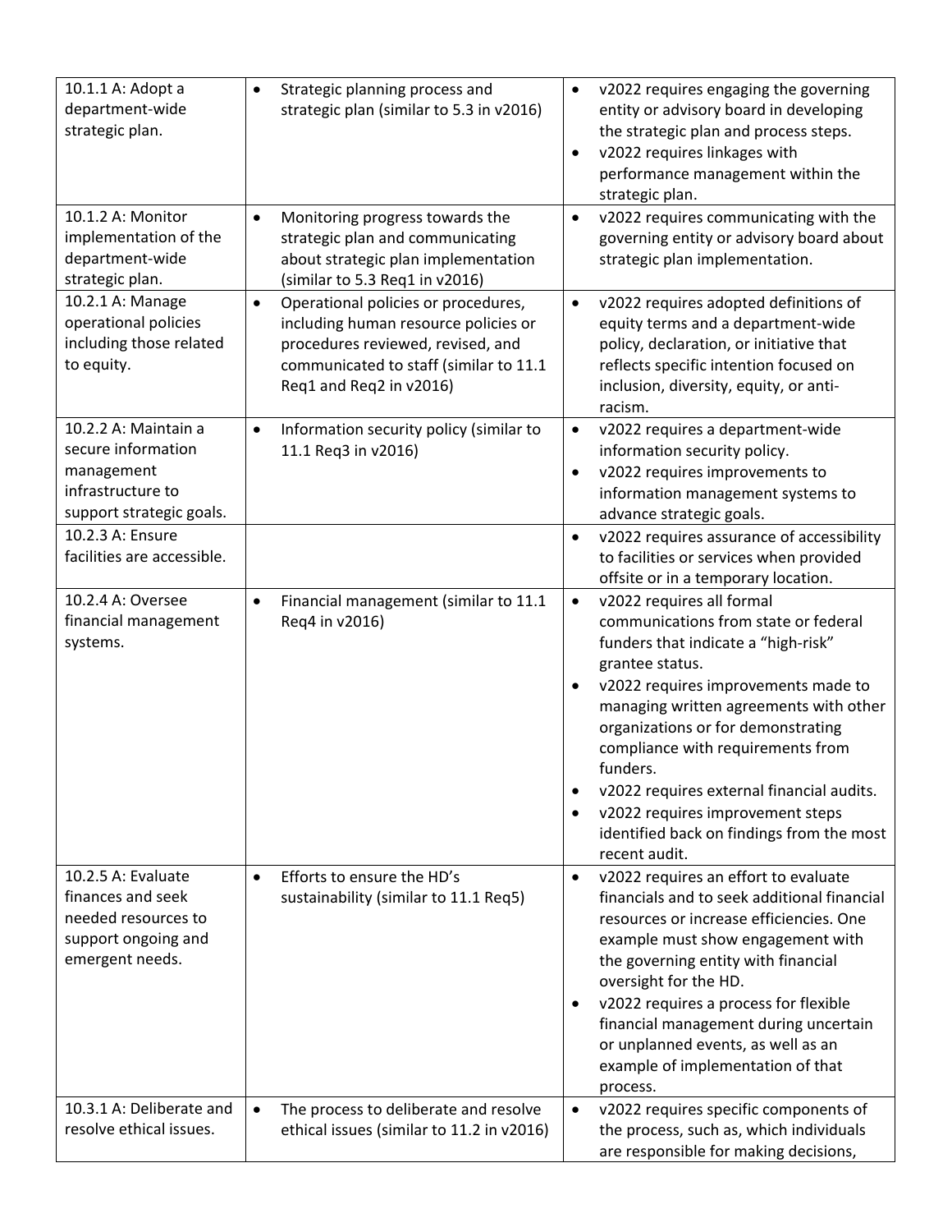| | | |
|---|---|---|
| 10.1.1 A: Adopt a department-wide strategic plan. | • Strategic planning process and strategic plan (similar to 5.3 in v2016) | • v2022 requires engaging the governing entity or advisory board in developing the strategic plan and process steps.<br>• v2022 requires linkages with performance management within the strategic plan. |
| 10.1.2 A: Monitor implementation of the department-wide strategic plan. | • Monitoring progress towards the strategic plan and communicating about strategic plan implementation (similar to 5.3 Req1 in v2016) | • v2022 requires communicating with the governing entity or advisory board about strategic plan implementation. |
| 10.2.1 A: Manage operational policies including those related to equity. | • Operational policies or procedures, including human resource policies or procedures reviewed, revised, and communicated to staff (similar to 11.1 Req1 and Req2 in v2016) | • v2022 requires adopted definitions of equity terms and a department-wide policy, declaration, or initiative that reflects specific intention focused on inclusion, diversity, equity, or anti-racism. |
| 10.2.2 A: Maintain a secure information management infrastructure to support strategic goals. | • Information security policy (similar to 11.1 Req3 in v2016) | • v2022 requires a department-wide information security policy.<br>• v2022 requires improvements to information management systems to advance strategic goals. |
| 10.2.3 A: Ensure facilities are accessible. | | • v2022 requires assurance of accessibility to facilities or services when provided offsite or in a temporary location. |
| 10.2.4 A: Oversee financial management systems. | • Financial management (similar to 11.1 Req4 in v2016) | • v2022 requires all formal communications from state or federal funders that indicate a "high-risk" grantee status.<br>• v2022 requires improvements made to managing written agreements with other organizations or for demonstrating compliance with requirements from funders.<br>• v2022 requires external financial audits.<br>• v2022 requires improvement steps identified back on findings from the most recent audit. |
| 10.2.5 A: Evaluate finances and seek needed resources to support ongoing and emergent needs. | • Efforts to ensure the HD's sustainability (similar to 11.1 Req5) | • v2022 requires an effort to evaluate financials and to seek additional financial resources or increase efficiencies. One example must show engagement with the governing entity with financial oversight for the HD.<br>• v2022 requires a process for flexible financial management during uncertain or unplanned events, as well as an example of implementation of that process. |
| 10.3.1 A: Deliberate and resolve ethical issues. | • The process to deliberate and resolve ethical issues (similar to 11.2 in v2016) | • v2022 requires specific components of the process, such as, which individuals are responsible for making decisions, |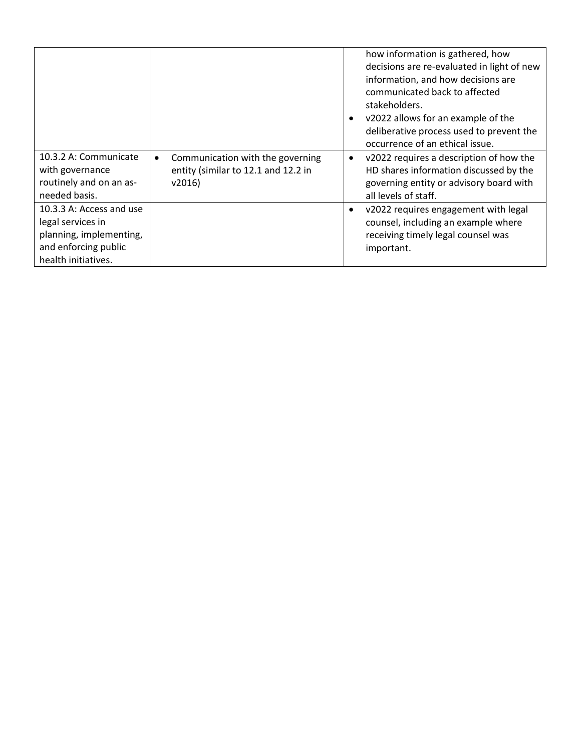| | | |
|---|---|---|
| | | how information is gathered, how decisions are re-evaluated in light of new information, and how decisions are communicated back to affected stakeholders.<br>• v2022 allows for an example of the deliberative process used to prevent the occurrence of an ethical issue. |
| 10.3.2 A: Communicate with governance routinely and on an as-needed basis. | • Communication with the governing entity (similar to 12.1 and 12.2 in v2016) | • v2022 requires a description of how the HD shares information discussed by the governing entity or advisory board with all levels of staff. |
| 10.3.3 A: Access and use legal services in planning, implementing, and enforcing public health initiatives. | | • v2022 requires engagement with legal counsel, including an example where receiving timely legal counsel was important. |